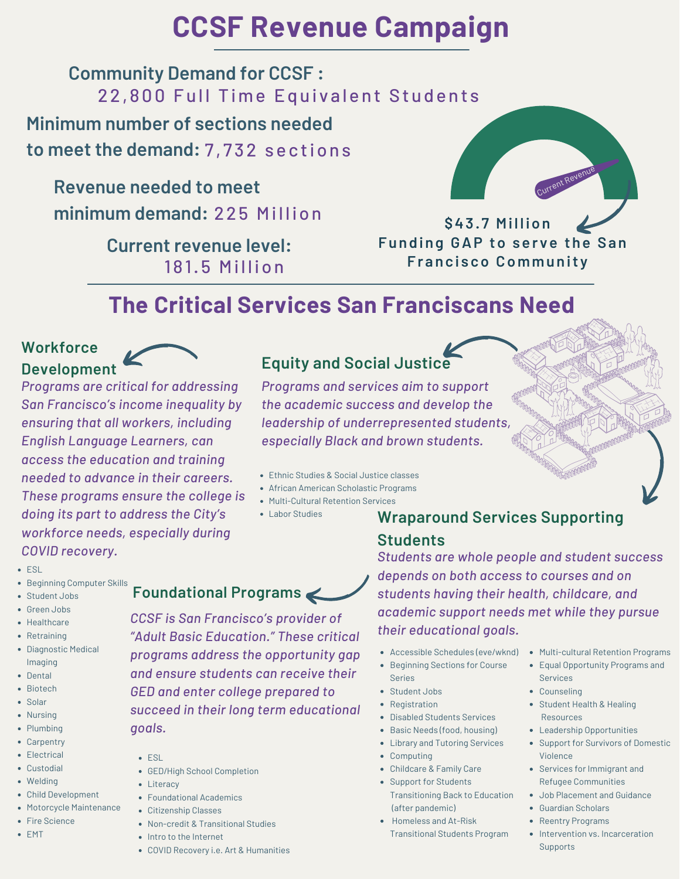# CCSF Revenue Campaign

**Community Demand for CCSF :** 22,800 Full Time Equivalent Students

**Minimum number of sections needed to meet the demand:** 7,732 sections

**Revenue needed to meet minimum demand:** 225 Million

**Current revenue level:** 181.5 Million

Current Revenue

**$43.7 Million Funding GAP to serve the San Francisco Community**

## The Critical Services San Franciscans Need

### Workforce Development

*Programs are critical for addressing San Francisco's income inequality by ensuring that all workers, including English Language Learners, can access the education and training needed to advance in their careers. These programs ensure the college is doing its part to address the City's workforce needs, especially during COVID recovery.*

- ESL
- Beginning Computer Skills
- Student Jobs
- Green Jobs
- Healthcare
- Retraining
- Diagnostic Medical Imaging
- Dental
- Biotech
- Solar
- Nursing
- Plumbing
- Carpentry
- Electrical
- Custodial
- Welding
- Child Development
- Motorcycle Maintenance
- Fire Science
- EMT

### Equity and Social Justice

*Programs and services aim to support the academic success and develop the leadership of underrepresented students, especially Black and brown students.*

- Ethnic Studies & Social Justice classes
- African American Scholastic Programs
- Multi-Cultural Retention Services
- Labor Studies

### Foundational Programs

*CCSF is San Francisco's provider of "Adult Basic Education." These critical programs address the opportunity gap and ensure students can receive their GED and enter college prepared to succeed in their long term educational goals.*

- ESL
- GED/High School Completion
- Literacy
- Foundational Academics
- Citizenship Classes
- Non-credit & Transitional Studies
- Intro to the Internet
- COVID Recovery i.e. Art & Humanities

### Wraparound Services Supporting Students

*Students are whole people and student success depends on both access to courses and on students having their health, childcare, and academic support needs met while they pursue their educational goals.*

- Accessible Schedules (eve/wknd)
- Beginning Sections for Course Series
- Student Jobs
- Registration
- Disabled Students Services
- Basic Needs (food, housing)
- Library and Tutoring Services
- Computing
- Childcare & Family Care
- Support for Students Transitioning Back to Education (after pandemic)
- Homeless and At-Risk Transitional Students Program
- Multi-cultural Retention Programs
- Equal Opportunity Programs and Services
- Counseling
- Student Health & Healing Resources
- Leadership Opportunities
- Support for Survivors of Domestic Violence
- Services for Immigrant and Refugee Communities
- Job Placement and Guidance
- Guardian Scholars
- Reentry Programs
- Intervention vs. Incarceration Supports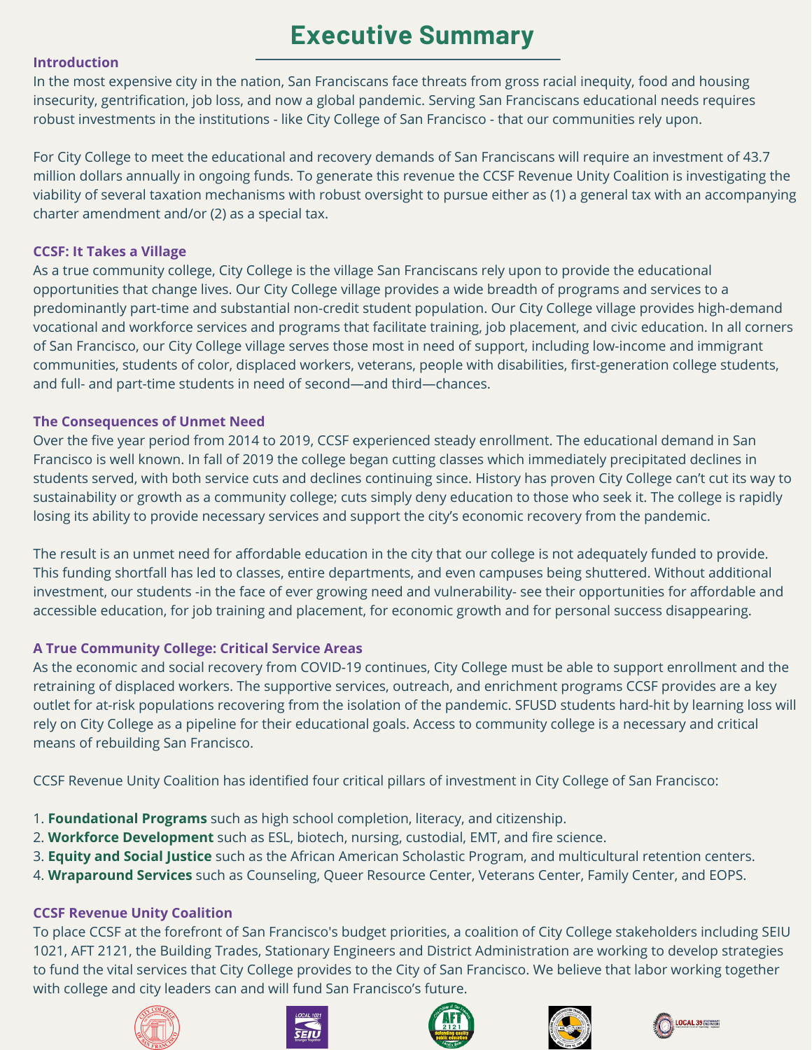# Executive Summary

### Introduction

In the most expensive city in the nation, San Franciscans face threats from gross racial inequity, food and housing insecurity, gentrification, job loss, and now a global pandemic. Serving San Franciscans educational needs requires robust investments in the institutions - like City College of San Francisco - that our communities rely upon.

For City College to meet the educational and recovery demands of San Franciscans will require an investment of 43.7 million dollars annually in ongoing funds. To generate this revenue the CCSF Revenue Unity Coalition is investigating the viability of several taxation mechanisms with robust oversight to pursue either as (1) a general tax with an accompanying charter amendment and/or (2) as a special tax.

### CCSF: It Takes a Village

As a true community college, City College is the village San Franciscans rely upon to provide the educational opportunities that change lives. Our City College village provides a wide breadth of programs and services to a predominantly part-time and substantial non-credit student population. Our City College village provides high-demand vocational and workforce services and programs that facilitate training, job placement, and civic education. In all corners of San Francisco, our City College village serves those most in need of support, including low-income and immigrant communities, students of color, displaced workers, veterans, people with disabilities, first-generation college students, and full- and part-time students in need of second—and third—chances.

### The Consequences of Unmet Need

Over the five year period from 2014 to 2019, CCSF experienced steady enrollment. The educational demand in San Francisco is well known. In fall of 2019 the college began cutting classes which immediately precipitated declines in students served, with both service cuts and declines continuing since. History has proven City College can't cut its way to sustainability or growth as a community college; cuts simply deny education to those who seek it. The college is rapidly losing its ability to provide necessary services and support the city's economic recovery from the pandemic.

The result is an unmet need for affordable education in the city that our college is not adequately funded to provide. This funding shortfall has led to classes, entire departments, and even campuses being shuttered. Without additional investment, our students -in the face of ever growing need and vulnerability- see their opportunities for affordable and accessible education, for job training and placement, for economic growth and for personal success disappearing.

### A True Community College: Critical Service Areas

As the economic and social recovery from COVID-19 continues, City College must be able to support enrollment and the retraining of displaced workers. The supportive services, outreach, and enrichment programs CCSF provides are a key outlet for at-risk populations recovering from the isolation of the pandemic. SFUSD students hard-hit by learning loss will rely on City College as a pipeline for their educational goals. Access to community college is a necessary and critical means of rebuilding San Francisco.

CCSF Revenue Unity Coalition has identified four critical pillars of investment in City College of San Francisco:

1. **Foundational Programs** such as high school completion, literacy, and citizenship.
2. **Workforce Development** such as ESL, biotech, nursing, custodial, EMT, and fire science.
3. **Equity and Social Justice** such as the African American Scholastic Program, and multicultural retention centers.
4. **Wraparound Services** such as Counseling, Queer Resource Center, Veterans Center, Family Center, and EOPS.

### CCSF Revenue Unity Coalition

To place CCSF at the forefront of San Francisco's budget priorities, a coalition of City College stakeholders including SEIU 1021, AFT 2121, the Building Trades, Stationary Engineers and District Administration are working to develop strategies to fund the vital services that City College provides to the City of San Francisco. We believe that labor working together with college and city leaders can and will fund San Francisco's future.